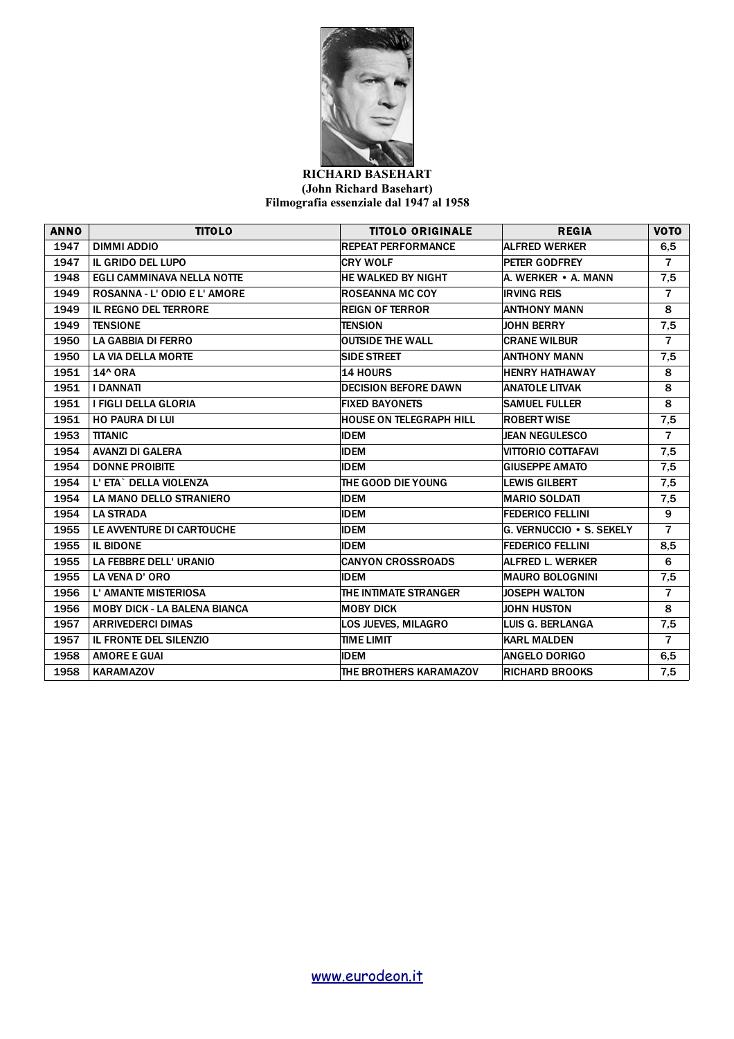**RICHARD BASEHART**
**(John Richard Basehart)**
**Filmografia essenziale dal 1947 al 1958**

| ANNO | TITOLO | TITOLO ORIGINALE | REGIA | VOTO |
|---|---|---|---|---|
| 1947 | DIMMI ADDIO | REPEAT PERFORMANCE | ALFRED WERKER | 6,5 |
| 1947 | IL GRIDO DEL LUPO | CRY WOLF | PETER GODFREY | 7 |
| 1948 | EGLI CAMMINAVA NELLA NOTTE | HE WALKED BY NIGHT | A. WERKER • A. MANN | 7,5 |
| 1949 | ROSANNA - L' ODIO E L' AMORE | ROSEANNA MC COY | IRVING REIS | 7 |
| 1949 | IL REGNO DEL TERRORE | REIGN OF TERROR | ANTHONY MANN | 8 |
| 1949 | TENSIONE | TENSION | JOHN BERRY | 7,5 |
| 1950 | LA GABBIA DI FERRO | OUTSIDE THE WALL | CRANE WILBUR | 7 |
| 1950 | LA VIA DELLA MORTE | SIDE STREET | ANTHONY MANN | 7,5 |
| 1951 | 14^ ORA | 14 HOURS | HENRY HATHAWAY | 8 |
| 1951 | I DANNATI | DECISION BEFORE DAWN | ANATOLE LITVAK | 8 |
| 1951 | I FIGLI DELLA GLORIA | FIXED BAYONETS | SAMUEL FULLER | 8 |
| 1951 | HO PAURA DI LUI | HOUSE ON TELEGRAPH HILL | ROBERT WISE | 7,5 |
| 1953 | TITANIC | IDEM | JEAN NEGULESCO | 7 |
| 1954 | AVANZI DI GALERA | IDEM | VITTORIO COTTAFAVI | 7,5 |
| 1954 | DONNE PROIBITE | IDEM | GIUSEPPE AMATO | 7,5 |
| 1954 | L' ETA` DELLA VIOLENZA | THE GOOD DIE YOUNG | LEWIS GILBERT | 7,5 |
| 1954 | LA MANO DELLO STRANIERO | IDEM | MARIO SOLDATI | 7,5 |
| 1954 | LA STRADA | IDEM | FEDERICO FELLINI | 9 |
| 1955 | LE AVVENTURE DI CARTOUCHE | IDEM | G. VERNUCCIO • S. SEKELY | 7 |
| 1955 | IL BIDONE | IDEM | FEDERICO FELLINI | 8,5 |
| 1955 | LA FEBBRE DELL' URANIO | CANYON CROSSROADS | ALFRED L. WERKER | 6 |
| 1955 | LA VENA D' ORO | IDEM | MAURO BOLOGNINI | 7,5 |
| 1956 | L' AMANTE MISTERIOSA | THE INTIMATE STRANGER | JOSEPH WALTON | 7 |
| 1956 | MOBY DICK - LA BALENA BIANCA | MOBY DICK | JOHN HUSTON | 8 |
| 1957 | ARRIVEDERCI DIMAS | LOS JUEVES, MILAGRO | LUIS G. BERLANGA | 7,5 |
| 1957 | IL FRONTE DEL SILENZIO | TIME LIMIT | KARL MALDEN | 7 |
| 1958 | AMORE E GUAI | IDEM | ANGELO DORIGO | 6,5 |
| 1958 | KARAMAZOV | THE BROTHERS KARAMAZOV | RICHARD BROOKS | 7,5 |

www.eurodeon.it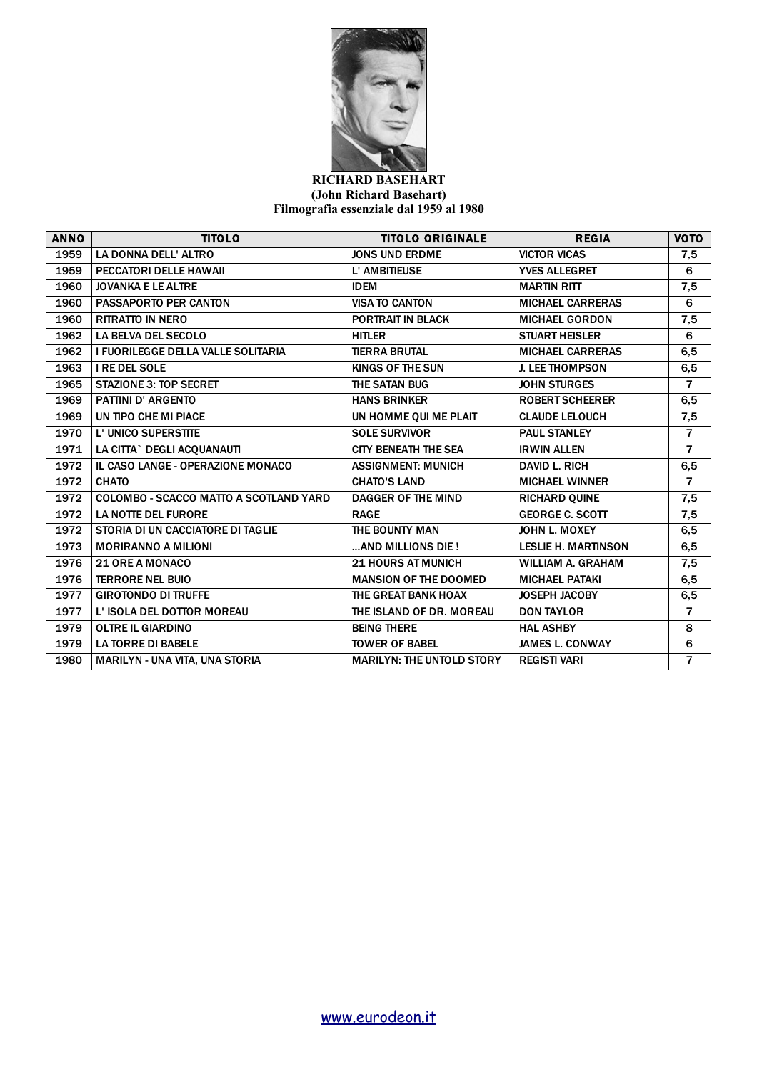**RICHARD BASEHART**
**(John Richard Basehart)**
**Filmografia essenziale dal 1959 al 1980**

| ANNO | TITOLO | TITOLO ORIGINALE | REGIA | VOTO |
|---|---|---|---|---|
| 1959 | LA DONNA DELL' ALTRO | JONS UND ERDME | VICTOR VICAS | 7,5 |
| 1959 | PECCATORI DELLE HAWAII | L' AMBITIEUSE | YVES ALLEGRET | 6 |
| 1960 | JOVANKA E LE ALTRE | IDEM | MARTIN RITT | 7,5 |
| 1960 | PASSAPORTO PER CANTON | VISA TO CANTON | MICHAEL CARRERAS | 6 |
| 1960 | RITRATTO IN NERO | PORTRAIT IN BLACK | MICHAEL GORDON | 7,5 |
| 1962 | LA BELVA DEL SECOLO | HITLER | STUART HEISLER | 6 |
| 1962 | I FUORILEGGE DELLA VALLE SOLITARIA | TIERRA BRUTAL | MICHAEL CARRERAS | 6,5 |
| 1963 | I RE DEL SOLE | KINGS OF THE SUN | J. LEE THOMPSON | 6,5 |
| 1965 | STAZIONE 3: TOP SECRET | THE SATAN BUG | JOHN STURGES | 7 |
| 1969 | PATTINI D' ARGENTO | HANS BRINKER | ROBERT SCHEERER | 6,5 |
| 1969 | UN TIPO CHE MI PIACE | UN HOMME QUI ME PLAIT | CLAUDE LELOUCH | 7,5 |
| 1970 | L' UNICO SUPERSTITE | SOLE SURVIVOR | PAUL STANLEY | 7 |
| 1971 | LA CITTA` DEGLI ACQUANAUTI | CITY BENEATH THE SEA | IRWIN ALLEN | 7 |
| 1972 | IL CASO LANGE - OPERAZIONE MONACO | ASSIGNMENT: MUNICH | DAVID L. RICH | 6,5 |
| 1972 | CHATO | CHATO'S LAND | MICHAEL WINNER | 7 |
| 1972 | COLOMBO - SCACCO MATTO A SCOTLAND YARD | DAGGER OF THE MIND | RICHARD QUINE | 7,5 |
| 1972 | LA NOTTE DEL FURORE | RAGE | GEORGE C. SCOTT | 7,5 |
| 1972 | STORIA DI UN CACCIATORE DI TAGLIE | THE BOUNTY MAN | JOHN L. MOXEY | 6,5 |
| 1973 | MORIRANNO A MILIONI | ...AND MILLIONS DIE ! | LESLIE H. MARTINSON | 6,5 |
| 1976 | 21 ORE A MONACO | 21 HOURS AT MUNICH | WILLIAM A. GRAHAM | 7,5 |
| 1976 | TERRORE NEL BUIO | MANSION OF THE DOOMED | MICHAEL PATAKI | 6,5 |
| 1977 | GIROTONDO DI TRUFFE | THE GREAT BANK HOAX | JOSEPH JACOBY | 6,5 |
| 1977 | L' ISOLA DEL DOTTOR MOREAU | THE ISLAND OF DR. MOREAU | DON TAYLOR | 7 |
| 1979 | OLTRE IL GIARDINO | BEING THERE | HAL ASHBY | 8 |
| 1979 | LA TORRE DI BABELE | TOWER OF BABEL | JAMES L. CONWAY | 6 |
| 1980 | MARILYN - UNA VITA, UNA STORIA | MARILYN: THE UNTOLD STORY | REGISTI VARI | 7 |

www.eurodeon.it